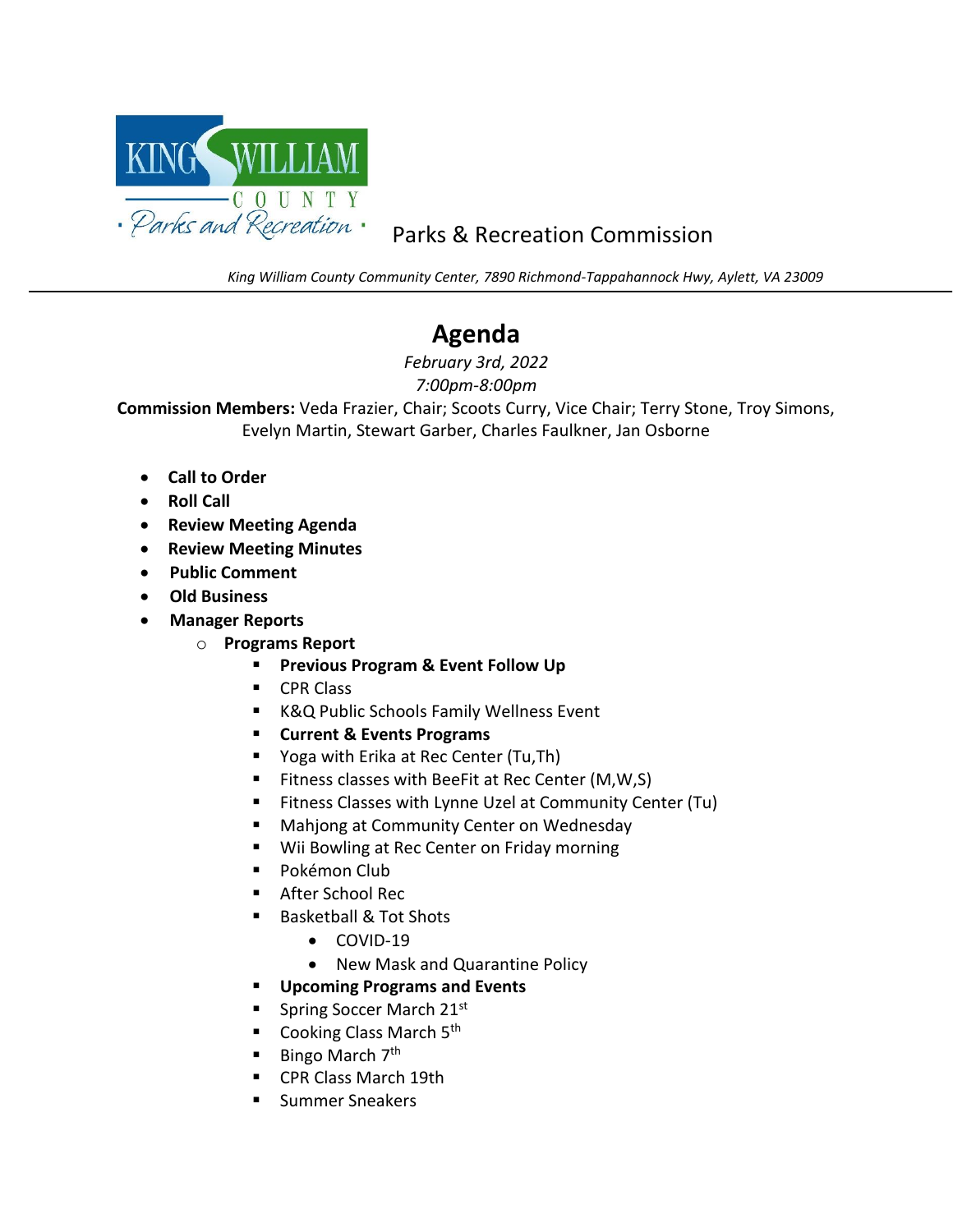# Parks & Recreation Commission

*King William County Community Center, 7890 Richmond-Tappahannock Hwy, Aylett, VA 23009*

## Agenda

*February 3rd, 2022*

*7:00pm-8:00pm*

**Commission Members:** Veda Frazier, Chair; Scoots Curry, Vice Chair; Terry Stone, Troy Simons, Evelyn Martin, Stewart Garber, Charles Faulkner, Jan Osborne

- **Call to Order**
- **Roll Call**
- **Review Meeting Agenda**
- **Review Meeting Minutes**
- **Public Comment**
- **Old Business**
- **Manager Reports**
  - **Programs Report**
    - **Previous Program & Event Follow Up**
    - CPR Class
    - K&Q Public Schools Family Wellness Event
    - **Current & Events Programs**
    - Yoga with Erika at Rec Center (Tu,Th)
    - Fitness classes with BeeFit at Rec Center (M,W,S)
    - Fitness Classes with Lynne Uzel at Community Center (Tu)
    - Mahjong at Community Center on Wednesday
    - Wii Bowling at Rec Center on Friday morning
    - Pokémon Club
    - After School Rec
    - Basketball & Tot Shots
      - COVID-19
      - New Mask and Quarantine Policy
    - **Upcoming Programs and Events**
    - Spring Soccer March 21st
    - Cooking Class March 5th
    - Bingo March 7th
    - CPR Class March 19th
    - Summer Sneakers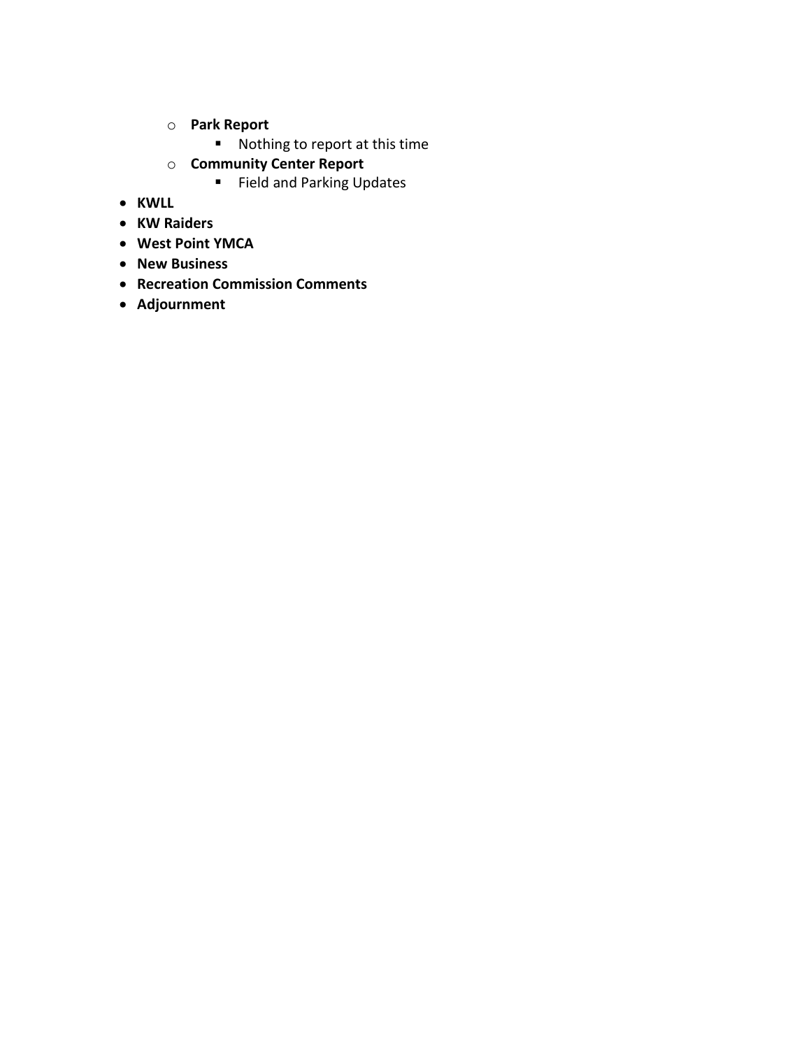- **Park Report**
    - Nothing to report at this time
  - **Community Center Report**
    - Field and Parking Updates
- **KWLL**
- **KW Raiders**
- **West Point YMCA**
- **New Business**
- **Recreation Commission Comments**
- **Adjournment**